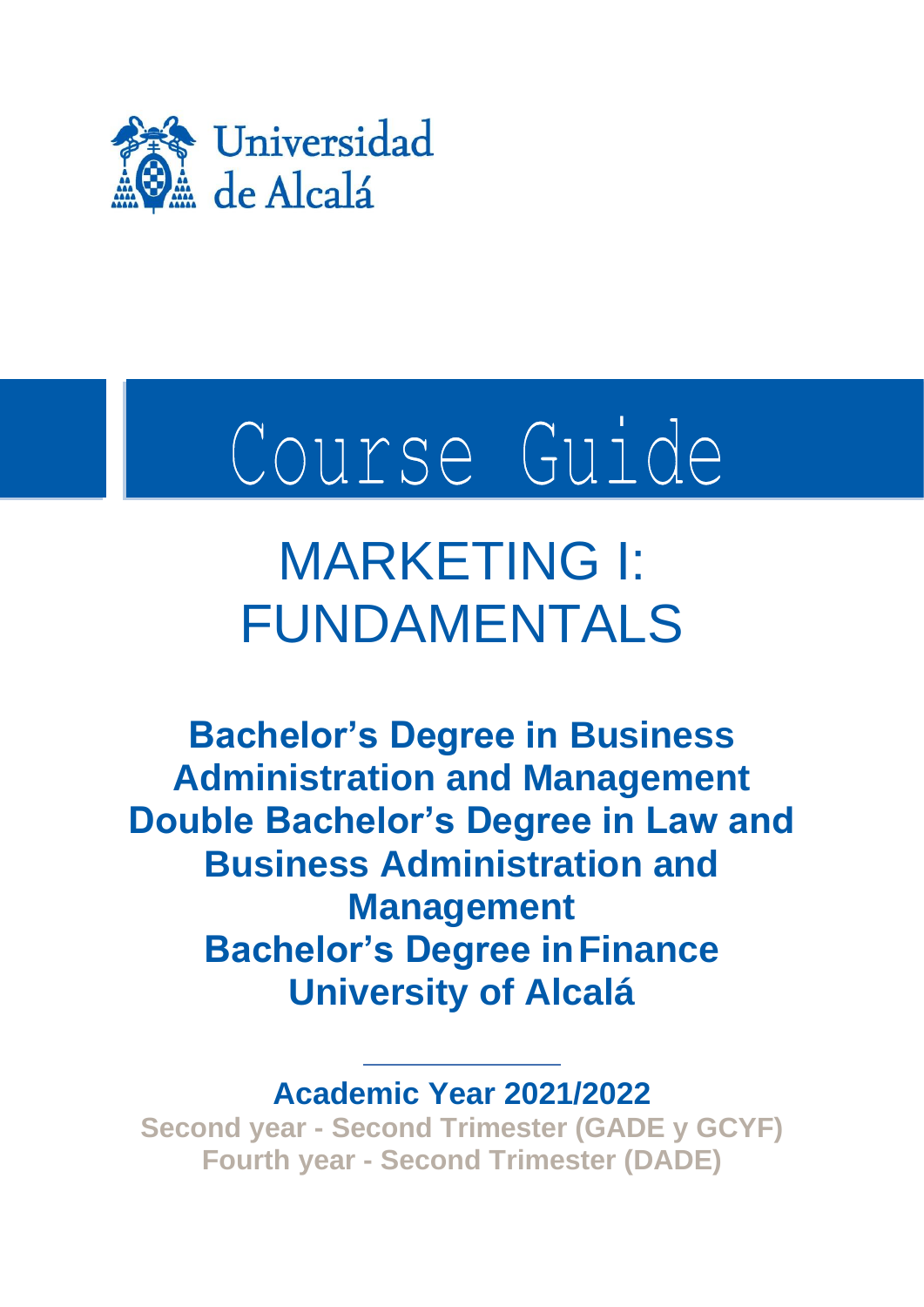Universidad de Alcalá

# Course Guide

# MARKETING I: FUNDAMENTALS

**Bachelor's Degree in Business Administration and Management**
**Double Bachelor's Degree in Law and Business Administration and Management**
**Bachelor's Degree in Finance**
**University of Alcalá**

---

**Academic Year 2021/2022**

**Second year - Second Trimester (GADE y GCYF)**
**Fourth year - Second Trimester (DADE)**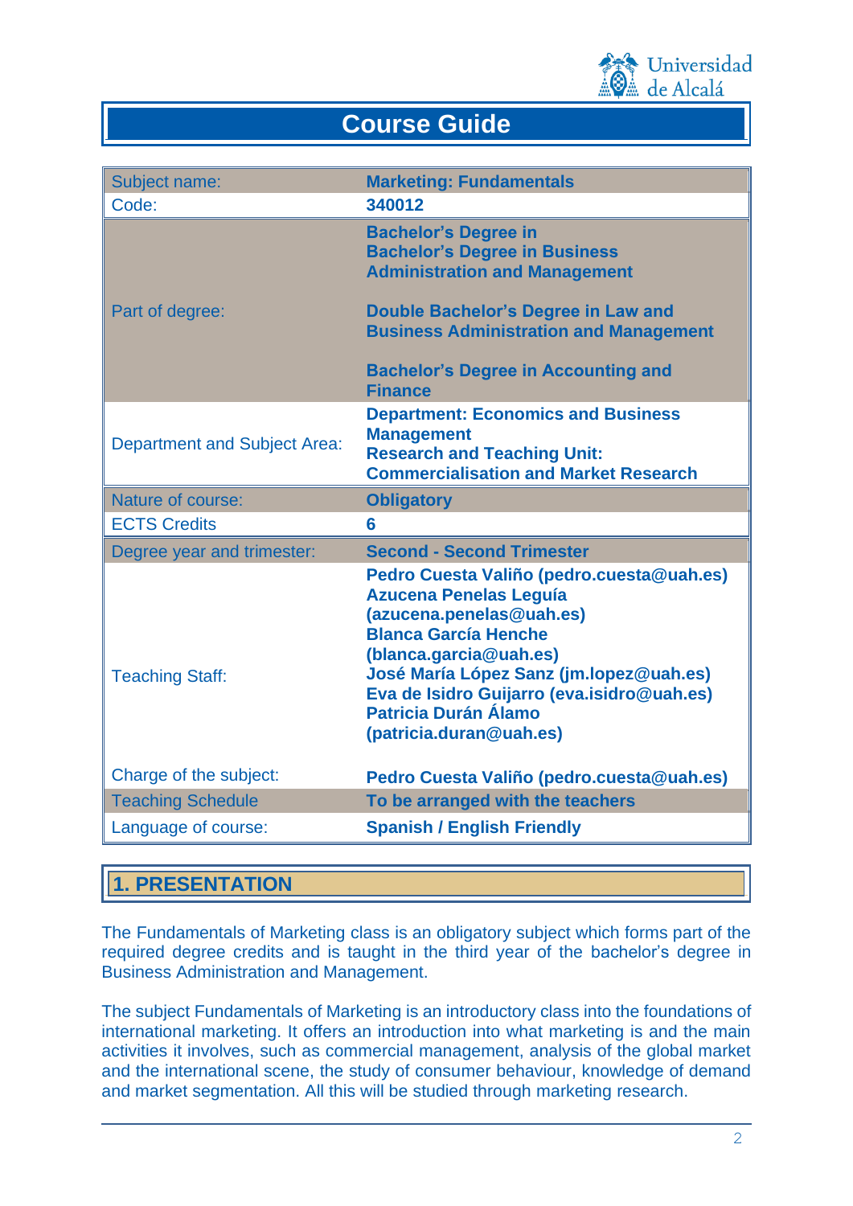# Course Guide

| Subject name: | **Marketing: Fundamentals** |
|---|---|
| Code: | **340012** |
| Part of degree: | **Bachelor's Degree in**<br>**Bachelor's Degree in Business Administration and Management**<br><br>**Double Bachelor's Degree in Law and Business Administration and Management**<br><br>**Bachelor's Degree in Accounting and Finance** |
| Department and Subject Area: | **Department: Economics and Business Management**<br>**Research and Teaching Unit: Commercialisation and Market Research** |
| Nature of course: | **Obligatory** |
| ECTS Credits | **6** |
| Degree year and trimester: | **Second - Second Trimester** |
| Teaching Staff: | **Pedro Cuesta Valiño (pedro.cuesta@uah.es)**<br>**Azucena Penelas Leguía (azucena.penelas@uah.es)**<br>**Blanca García Henche (blanca.garcia@uah.es)**<br>**José María López Sanz (jm.lopez@uah.es)**<br>**Eva de Isidro Guijarro (eva.isidro@uah.es)**<br>**Patricia Durán Álamo (patricia.duran@uah.es)** |
| Charge of the subject: | **Pedro Cuesta Valiño (pedro.cuesta@uah.es)** |
| Teaching Schedule | **To be arranged with the teachers** |
| Language of course: | **Spanish / English Friendly** |

## 1. PRESENTATION

The Fundamentals of Marketing class is an obligatory subject which forms part of the required degree credits and is taught in the third year of the bachelor's degree in Business Administration and Management.

The subject Fundamentals of Marketing is an introductory class into the foundations of international marketing. It offers an introduction into what marketing is and the main activities it involves, such as commercial management, analysis of the global market and the international scene, the study of consumer behaviour, knowledge of demand and market segmentation. All this will be studied through marketing research.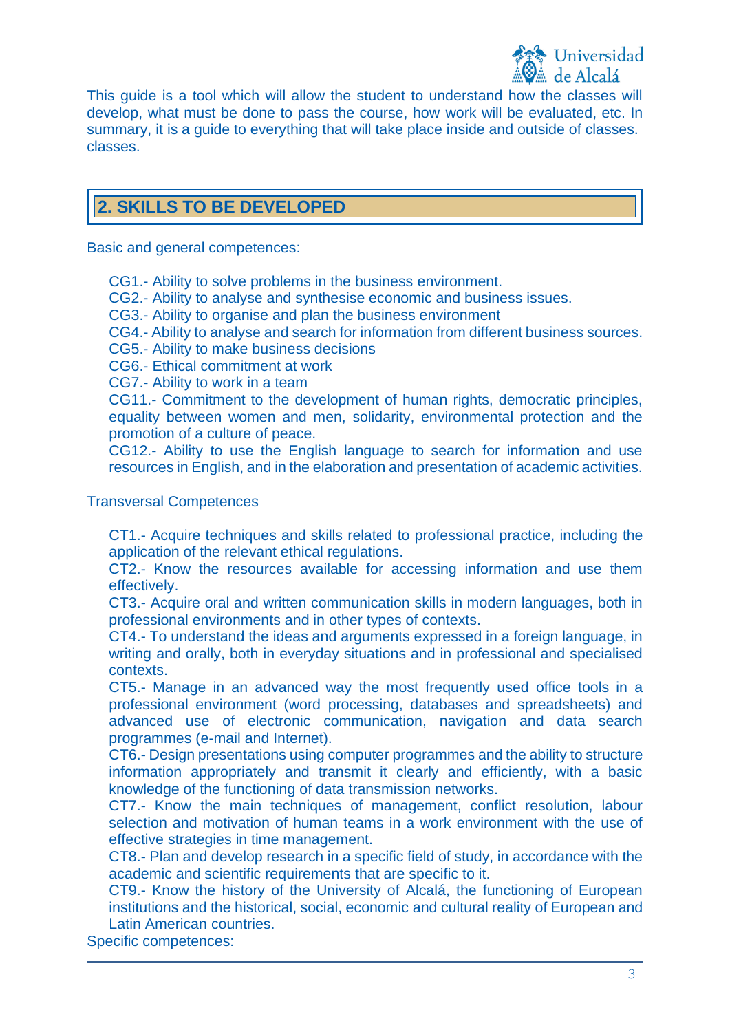This guide is a tool which will allow the student to understand how the classes will develop, what must be done to pass the course, how work will be evaluated, etc. In summary, it is a guide to everything that will take place inside and outside of classes. classes.

## 2. SKILLS TO BE DEVELOPED

Basic and general competences:

CG1.- Ability to solve problems in the business environment.
CG2.- Ability to analyse and synthesise economic and business issues.
CG3.- Ability to organise and plan the business environment
CG4.- Ability to analyse and search for information from different business sources.
CG5.- Ability to make business decisions
CG6.- Ethical commitment at work
CG7.- Ability to work in a team
CG11.- Commitment to the development of human rights, democratic principles, equality between women and men, solidarity, environmental protection and the promotion of a culture of peace.
CG12.- Ability to use the English language to search for information and use resources in English, and in the elaboration and presentation of academic activities.

Transversal Competences

CT1.- Acquire techniques and skills related to professional practice, including the application of the relevant ethical regulations.
CT2.- Know the resources available for accessing information and use them effectively.
CT3.- Acquire oral and written communication skills in modern languages, both in professional environments and in other types of contexts.
CT4.- To understand the ideas and arguments expressed in a foreign language, in writing and orally, both in everyday situations and in professional and specialised contexts.
CT5.- Manage in an advanced way the most frequently used office tools in a professional environment (word processing, databases and spreadsheets) and advanced use of electronic communication, navigation and data search programmes (e-mail and Internet).
CT6.- Design presentations using computer programmes and the ability to structure information appropriately and transmit it clearly and efficiently, with a basic knowledge of the functioning of data transmission networks.
CT7.- Know the main techniques of management, conflict resolution, labour selection and motivation of human teams in a work environment with the use of effective strategies in time management.
CT8.- Plan and develop research in a specific field of study, in accordance with the academic and scientific requirements that are specific to it.
CT9.- Know the history of the University of Alcalá, the functioning of European institutions and the historical, social, economic and cultural reality of European and Latin American countries.

Specific competences: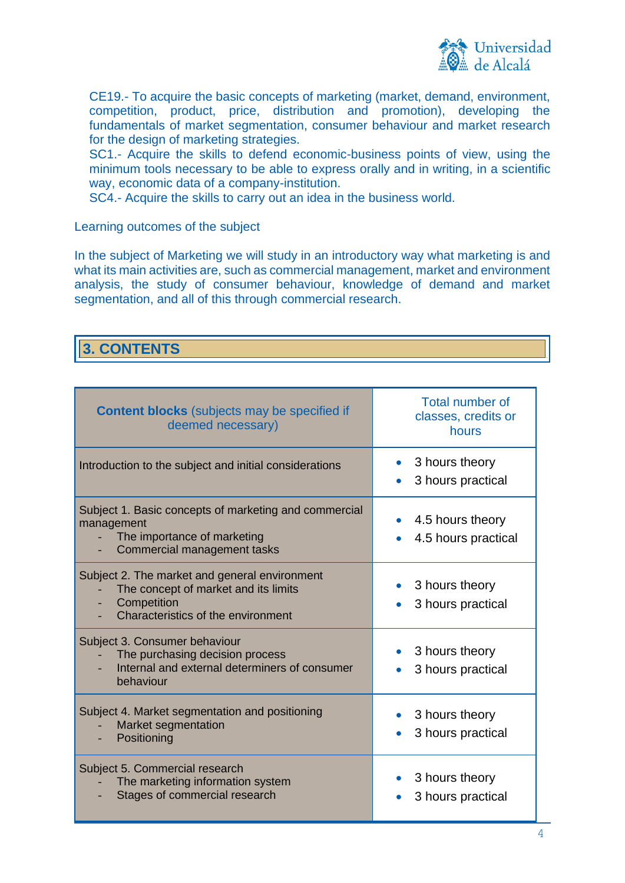CE19.- To acquire the basic concepts of marketing (market, demand, environment, competition, product, price, distribution and promotion), developing the fundamentals of market segmentation, consumer behaviour and market research for the design of marketing strategies.
SC1.- Acquire the skills to defend economic-business points of view, using the minimum tools necessary to be able to express orally and in writing, in a scientific way, economic data of a company-institution.
SC4.- Acquire the skills to carry out an idea in the business world.

Learning outcomes of the subject

In the subject of Marketing we will study in an introductory way what marketing is and what its main activities are, such as commercial management, market and environment analysis, the study of consumer behaviour, knowledge of demand and market segmentation, and all of this through commercial research.

## 3. CONTENTS

| **Content blocks** (subjects may be specified if deemed necessary) | Total number of classes, credits or hours |
| --- | --- |
| Introduction to the subject and initial considerations | • 3 hours theory<br>• 3 hours practical |
| Subject 1. Basic concepts of marketing and commercial management<br>- The importance of marketing<br>- Commercial management tasks | • 4.5 hours theory<br>• 4.5 hours practical |
| Subject 2. The market and general environment<br>- The concept of market and its limits<br>- Competition<br>- Characteristics of the environment | • 3 hours theory<br>• 3 hours practical |
| Subject 3. Consumer behaviour<br>- The purchasing decision process<br>- Internal and external determiners of consumer behaviour | • 3 hours theory<br>• 3 hours practical |
| Subject 4. Market segmentation and positioning<br>- Market segmentation<br>- Positioning | • 3 hours theory<br>• 3 hours practical |
| Subject 5. Commercial research<br>- The marketing information system<br>- Stages of commercial research | • 3 hours theory<br>• 3 hours practical |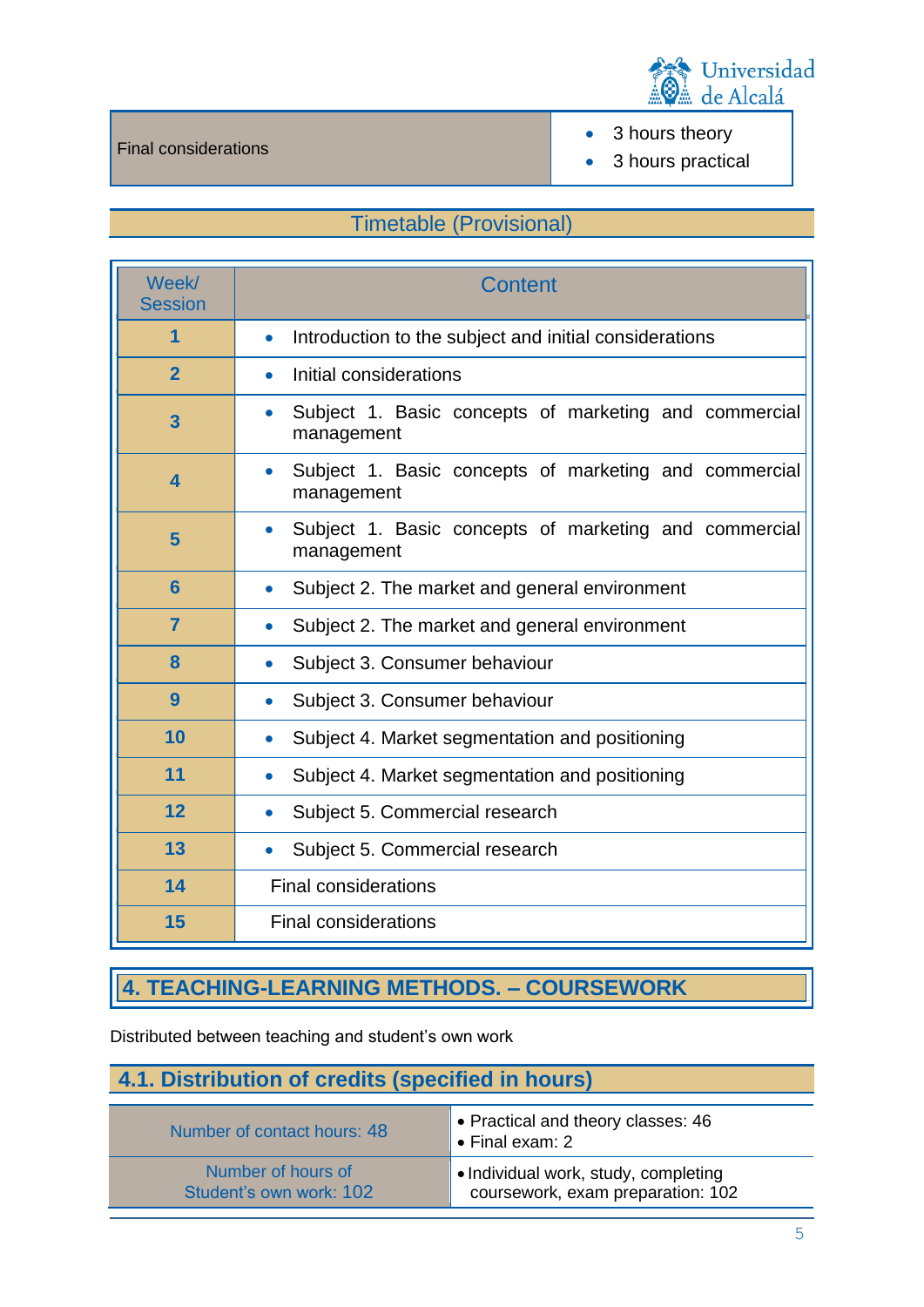| Final considerations | • 3 hours theory<br>• 3 hours practical |
|---|---|

## Timetable (Provisional)

| Week/ Session | Content |
|---|---|
| 1 | • Introduction to the subject and initial considerations |
| 2 | • Initial considerations |
| 3 | • Subject 1. Basic concepts of marketing and commercial management |
| 4 | • Subject 1. Basic concepts of marketing and commercial management |
| 5 | • Subject 1. Basic concepts of marketing and commercial management |
| 6 | • Subject 2. The market and general environment |
| 7 | • Subject 2. The market and general environment |
| 8 | • Subject 3. Consumer behaviour |
| 9 | • Subject 3. Consumer behaviour |
| 10 | • Subject 4. Market segmentation and positioning |
| 11 | • Subject 4. Market segmentation and positioning |
| 12 | • Subject 5. Commercial research |
| 13 | • Subject 5. Commercial research |
| 14 | Final considerations |
| 15 | Final considerations |

## 4. TEACHING-LEARNING METHODS. – COURSEWORK

Distributed between teaching and student's own work

### 4.1. Distribution of credits (specified in hours)

| Number of contact hours: 48 | • Practical and theory classes: 46<br>• Final exam: 2 |
|---|---|
| Number of hours of Student's own work: 102 | • Individual work, study, completing coursework, exam preparation: 102 |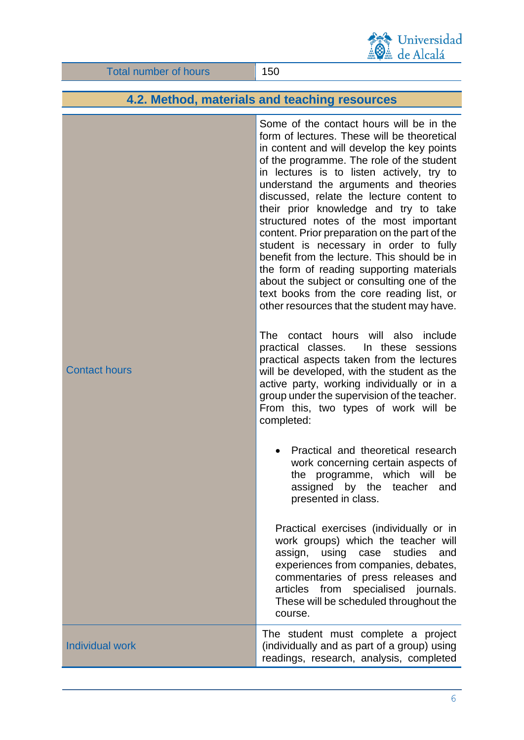| Total number of hours | 150 |
|---|---|

## 4.2. Method, materials and teaching resources

| | |
|---|---|
| Contact hours | Some of the contact hours will be in the form of lectures. These will be theoretical in content and will develop the key points of the programme. The role of the student in lectures is to listen actively, try to understand the arguments and theories discussed, relate the lecture content to their prior knowledge and try to take structured notes of the most important content. Prior preparation on the part of the student is necessary in order to fully benefit from the lecture. This should be in the form of reading supporting materials about the subject or consulting one of the text books from the core reading list, or other resources that the student may have.<br><br>The contact hours will also include practical classes. In these sessions practical aspects taken from the lectures will be developed, with the student as the active party, working individually or in a group under the supervision of the teacher. From this, two types of work will be completed:<br><br>• Practical and theoretical research work concerning certain aspects of the programme, which will be assigned by the teacher and presented in class.<br><br>Practical exercises (individually or in work groups) which the teacher will assign, using case studies and experiences from companies, debates, commentaries of press releases and articles from specialised journals. These will be scheduled throughout the course. |
| Individual work | The student must complete a project (individually and as part of a group) using readings, research, analysis, completed |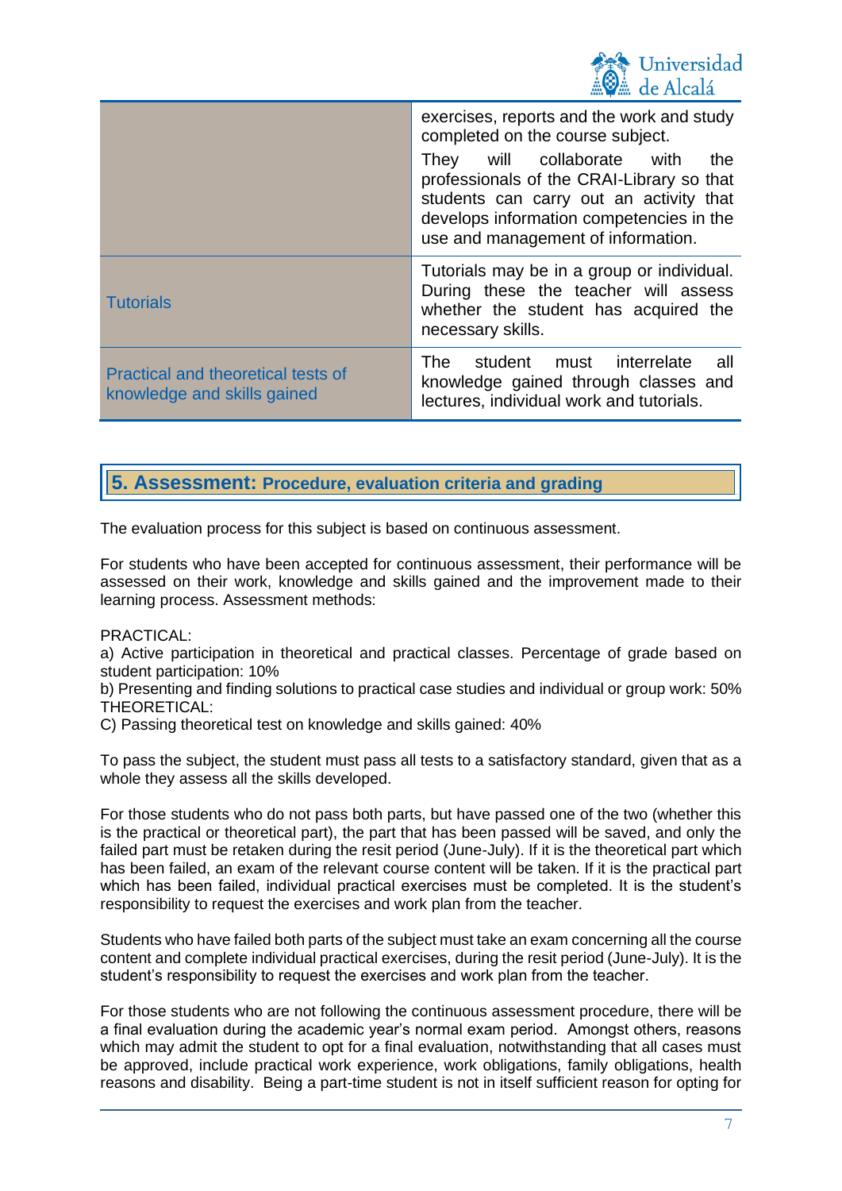| | |
|---|---|
| | exercises, reports and the work and study completed on the course subject. They will collaborate with the professionals of the CRAI-Library so that students can carry out an activity that develops information competencies in the use and management of information. |
| Tutorials | Tutorials may be in a group or individual. During these the teacher will assess whether the student has acquired the necessary skills. |
| Practical and theoretical tests of knowledge and skills gained | The student must interrelate all knowledge gained through classes and lectures, individual work and tutorials. |

## 5. Assessment: Procedure, evaluation criteria and grading

The evaluation process for this subject is based on continuous assessment.

For students who have been accepted for continuous assessment, their performance will be assessed on their work, knowledge and skills gained and the improvement made to their learning process. Assessment methods:

PRACTICAL:
a) Active participation in theoretical and practical classes. Percentage of grade based on student participation: 10%
b) Presenting and finding solutions to practical case studies and individual or group work: 50%
THEORETICAL:
C) Passing theoretical test on knowledge and skills gained: 40%

To pass the subject, the student must pass all tests to a satisfactory standard, given that as a whole they assess all the skills developed.

For those students who do not pass both parts, but have passed one of the two (whether this is the practical or theoretical part), the part that has been passed will be saved, and only the failed part must be retaken during the resit period (June-July). If it is the theoretical part which has been failed, an exam of the relevant course content will be taken. If it is the practical part which has been failed, individual practical exercises must be completed. It is the student's responsibility to request the exercises and work plan from the teacher.

Students who have failed both parts of the subject must take an exam concerning all the course content and complete individual practical exercises, during the resit period (June-July). It is the student's responsibility to request the exercises and work plan from the teacher.

For those students who are not following the continuous assessment procedure, there will be a final evaluation during the academic year's normal exam period. Amongst others, reasons which may admit the student to opt for a final evaluation, notwithstanding that all cases must be approved, include practical work experience, work obligations, family obligations, health reasons and disability. Being a part-time student is not in itself sufficient reason for opting for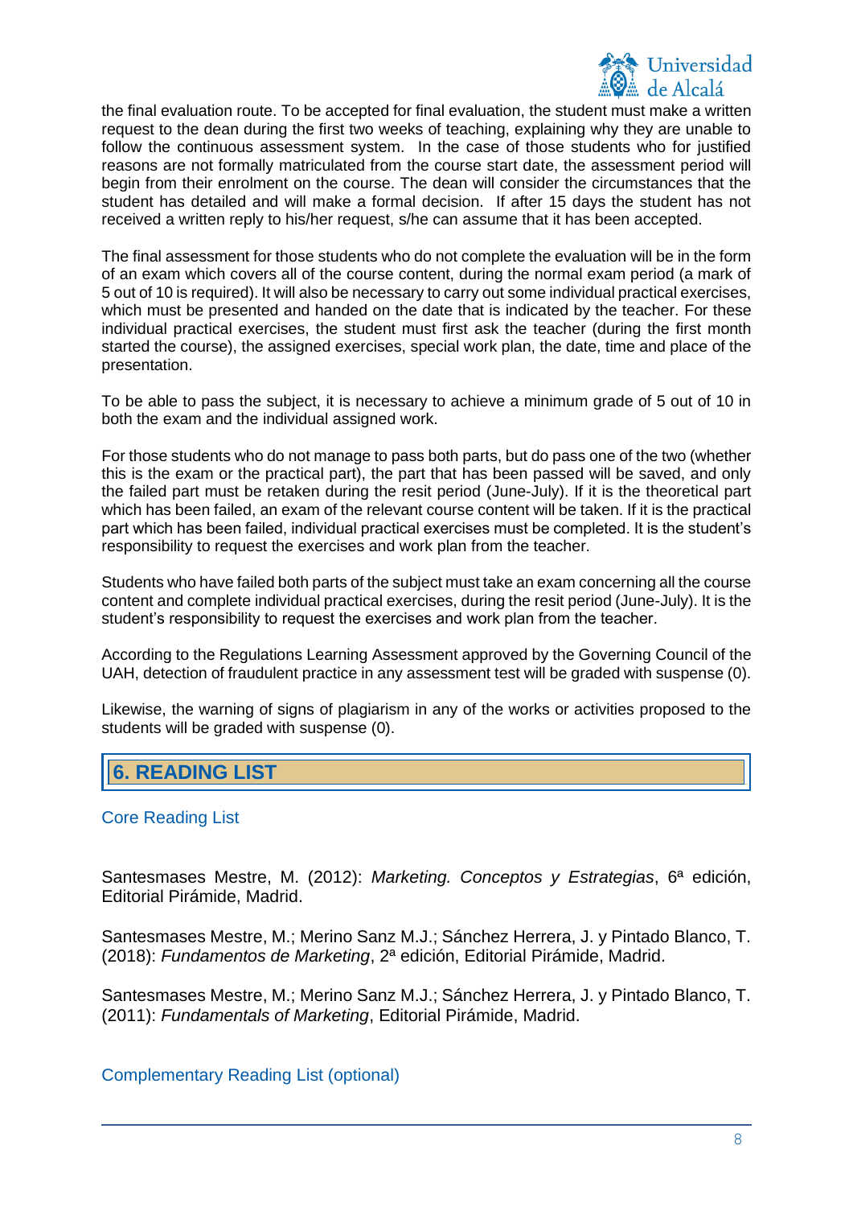the final evaluation route. To be accepted for final evaluation, the student must make a written request to the dean during the first two weeks of teaching, explaining why they are unable to follow the continuous assessment system. In the case of those students who for justified reasons are not formally matriculated from the course start date, the assessment period will begin from their enrolment on the course. The dean will consider the circumstances that the student has detailed and will make a formal decision. If after 15 days the student has not received a written reply to his/her request, s/he can assume that it has been accepted.

The final assessment for those students who do not complete the evaluation will be in the form of an exam which covers all of the course content, during the normal exam period (a mark of 5 out of 10 is required). It will also be necessary to carry out some individual practical exercises, which must be presented and handed on the date that is indicated by the teacher. For these individual practical exercises, the student must first ask the teacher (during the first month started the course), the assigned exercises, special work plan, the date, time and place of the presentation.

To be able to pass the subject, it is necessary to achieve a minimum grade of 5 out of 10 in both the exam and the individual assigned work.

For those students who do not manage to pass both parts, but do pass one of the two (whether this is the exam or the practical part), the part that has been passed will be saved, and only the failed part must be retaken during the resit period (June-July). If it is the theoretical part which has been failed, an exam of the relevant course content will be taken. If it is the practical part which has been failed, individual practical exercises must be completed. It is the student's responsibility to request the exercises and work plan from the teacher.

Students who have failed both parts of the subject must take an exam concerning all the course content and complete individual practical exercises, during the resit period (June-July). It is the student's responsibility to request the exercises and work plan from the teacher.

According to the Regulations Learning Assessment approved by the Governing Council of the UAH, detection of fraudulent practice in any assessment test will be graded with suspense (0).

Likewise, the warning of signs of plagiarism in any of the works or activities proposed to the students will be graded with suspense (0).

## 6. READING LIST

### Core Reading List

Santesmases Mestre, M. (2012): *Marketing. Conceptos y Estrategias*, 6ª edición, Editorial Pirámide, Madrid.

Santesmases Mestre, M.; Merino Sanz M.J.; Sánchez Herrera, J. y Pintado Blanco, T. (2018): *Fundamentos de Marketing*, 2ª edición, Editorial Pirámide, Madrid.

Santesmases Mestre, M.; Merino Sanz M.J.; Sánchez Herrera, J. y Pintado Blanco, T. (2011): *Fundamentals of Marketing*, Editorial Pirámide, Madrid.

### Complementary Reading List (optional)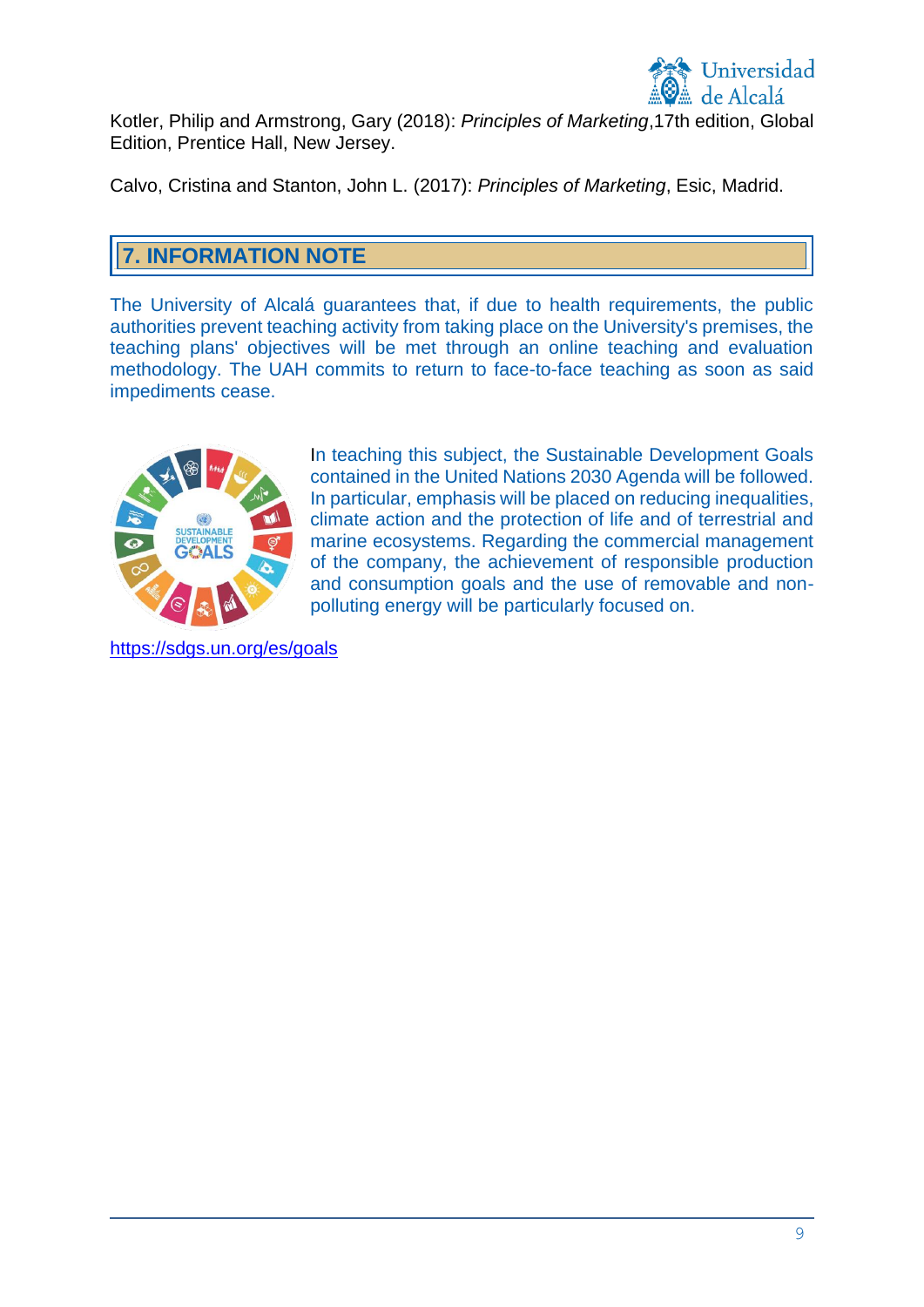Kotler, Philip and Armstrong, Gary (2018): *Principles of Marketing*,17th edition, Global Edition, Prentice Hall, New Jersey.

Calvo, Cristina and Stanton, John L. (2017): *Principles of Marketing*, Esic, Madrid.

## 7. INFORMATION NOTE

The University of Alcalá guarantees that, if due to health requirements, the public authorities prevent teaching activity from taking place on the University's premises, the teaching plans' objectives will be met through an online teaching and evaluation methodology. The UAH commits to return to face-to-face teaching as soon as said impediments cease.

In teaching this subject, the Sustainable Development Goals contained in the United Nations 2030 Agenda will be followed. In particular, emphasis will be placed on reducing inequalities, climate action and the protection of life and of terrestrial and marine ecosystems. Regarding the commercial management of the company, the achievement of responsible production and consumption goals and the use of removable and non-polluting energy will be particularly focused on.

https://sdgs.un.org/es/goals